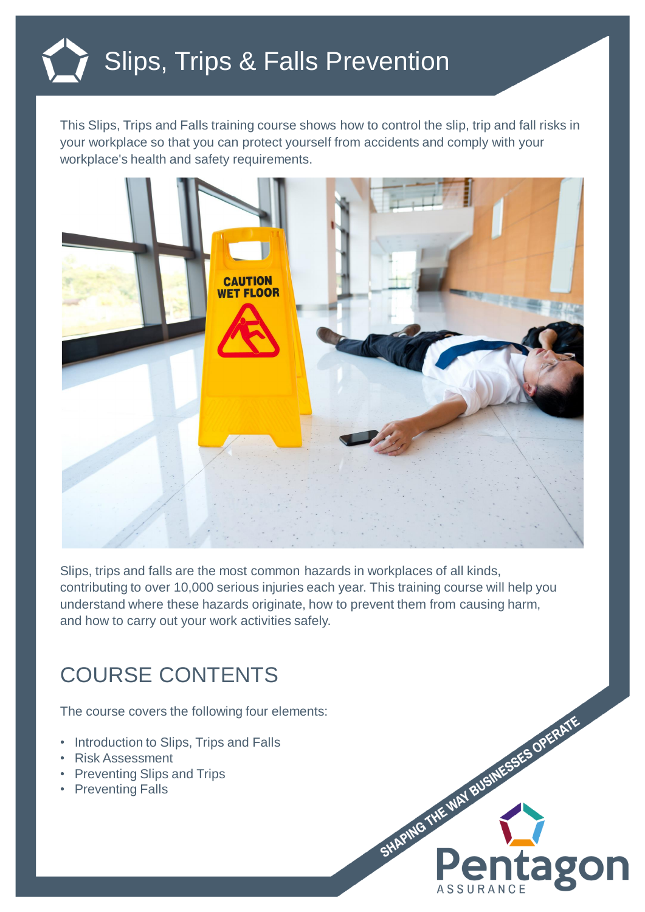# Slips, Trips & Falls Prevention

This Slips, Trips and Falls training course shows how to control the slip, trip and fall risks in your workplace so that you can protect yourself from accidents and comply with your workplace's health and safety requirements.

Slips, trips and falls are the most common hazards in workplaces of all kinds, contributing to over 10,000 serious injuries each year. This training course will help you understand where these hazards originate, how to prevent them from causing harm, and how to carry out your work activities safely.

## COURSE CONTENTS

The course covers the following four elements:

- Introduction to Slips, Trips and Falls
- Risk Assessment
- Preventing Slips and Trips
- Preventing Falls

SHAPING THE WAY BUSINESSES OPERATE

Pentagon ASSURANCE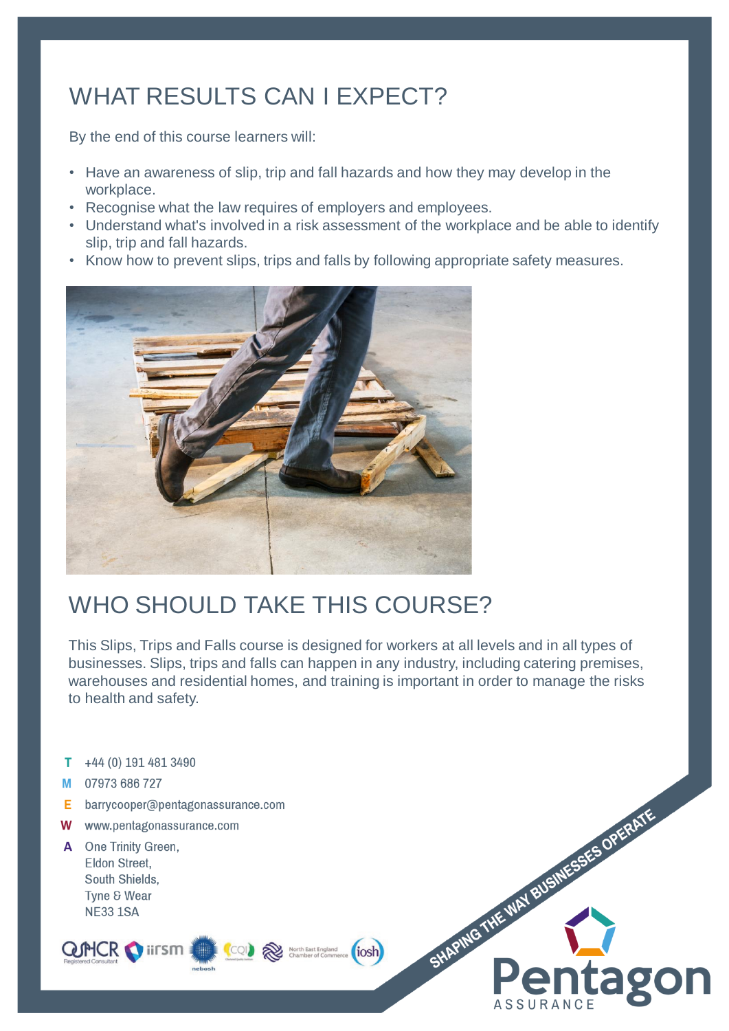# WHAT RESULTS CAN I EXPECT?

By the end of this course learners will:

- Have an awareness of slip, trip and fall hazards and how they may develop in the workplace.
- Recognise what the law requires of employers and employees.
- Understand what's involved in a risk assessment of the workplace and be able to identify slip, trip and fall hazards.
- Know how to prevent slips, trips and falls by following appropriate safety measures.

# WHO SHOULD TAKE THIS COURSE?

This Slips, Trips and Falls course is designed for workers at all levels and in all types of businesses. Slips, trips and falls can happen in any industry, including catering premises, warehouses and residential homes, and training is important in order to manage the risks to health and safety.

**T** +44 (0) 191 481 3490
**M** 07973 686 727
**E** barrycooper@pentagonassurance.com
**W** www.pentagonassurance.com
**A** One Trinity Green,
Eldon Street,
South Shields,
Tyne & Wear
NE33 1SA

SHAPING THE WAY BUSINESSES OPERATE

Pentagon ASSURANCE